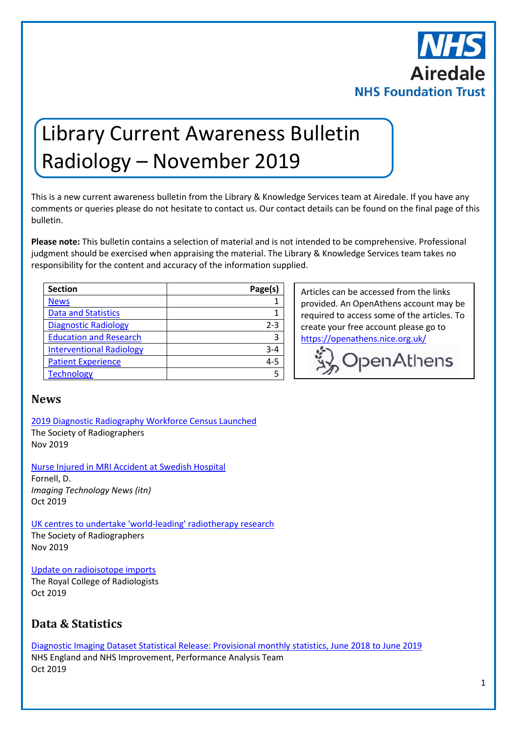NHS

Airedale

NHS Foundation Trust

# Library Current Awareness Bulletin Radiology – November 2019

This is a new current awareness bulletin from the Library & Knowledge Services team at Airedale. If you have any comments or queries please do not hesitate to contact us. Our contact details can be found on the final page of this bulletin.

**Please note:** This bulletin contains a selection of material and is not intended to be comprehensive. Professional judgment should be exercised when appraising the material. The Library & Knowledge Services team takes no responsibility for the content and accuracy of the information supplied.

| Section | Page(s) |
|---|---|
| News | 1 |
| Data and Statistics | 1 |
| Diagnostic Radiology | 2-3 |
| Education and Research | 3 |
| Interventional Radiology | 3-4 |
| Patient Experience | 4-5 |
| Technology | 5 |

Articles can be accessed from the links provided. An OpenAthens account may be required to access some of the articles. To create your free account please go to https://openathens.nice.org.uk/

OpenAthens

## News

2019 Diagnostic Radiography Workforce Census Launched
The Society of Radiographers
Nov 2019

Nurse Injured in MRI Accident at Swedish Hospital
Fornell, D.
*Imaging Technology News (itn)*
Oct 2019

UK centres to undertake 'world-leading' radiotherapy research
The Society of Radiographers
Nov 2019

Update on radioisotope imports
The Royal College of Radiologists
Oct 2019

## Data & Statistics

Diagnostic Imaging Dataset Statistical Release: Provisional monthly statistics, June 2018 to June 2019
NHS England and NHS Improvement, Performance Analysis Team
Oct 2019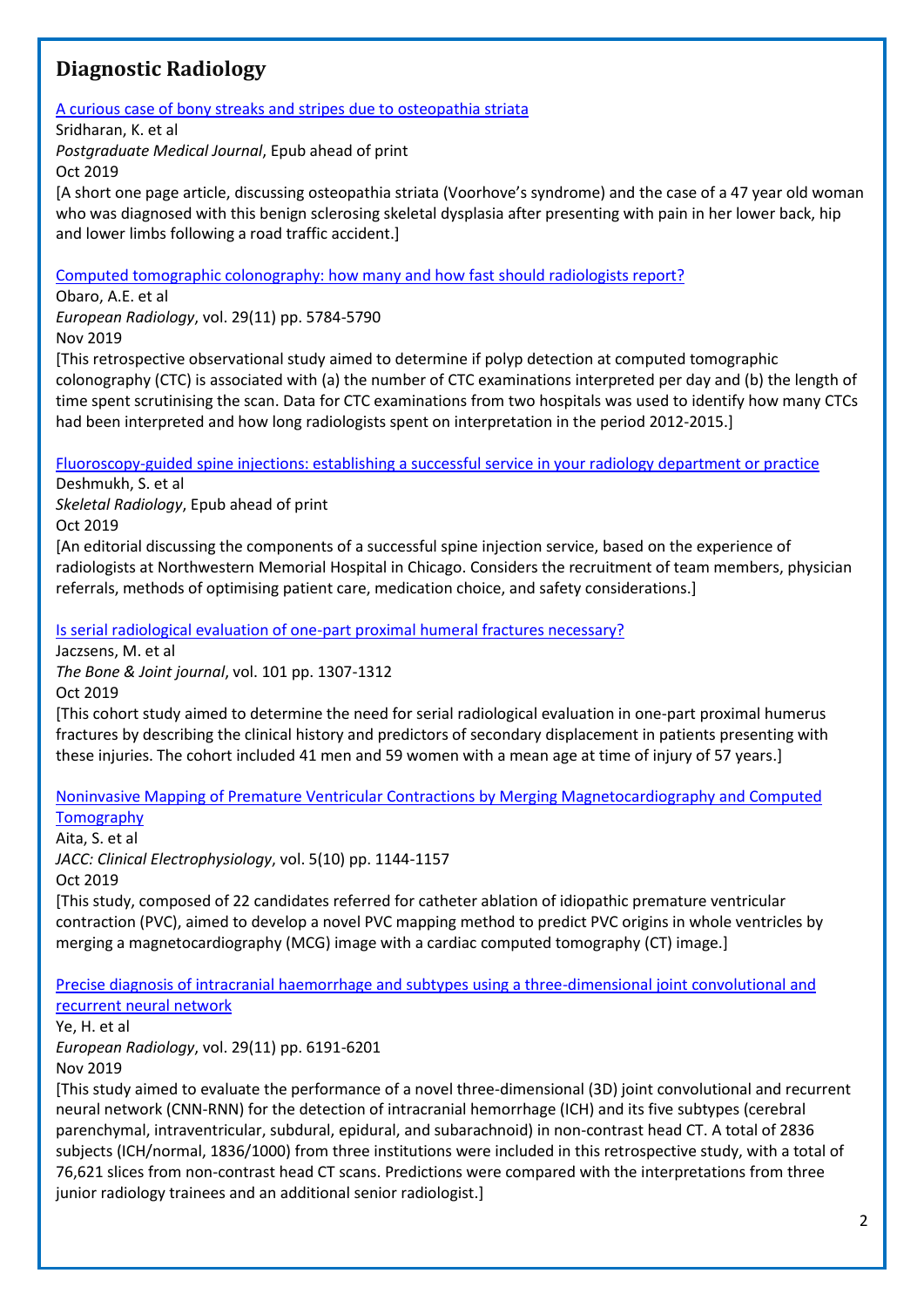# Diagnostic Radiology

[A curious case of bony streaks and stripes due to osteopathia striata]

Sridharan, K. et al

*Postgraduate Medical Journal*, Epub ahead of print

Oct 2019

[A short one page article, discussing osteopathia striata (Voorhove's syndrome) and the case of a 47 year old woman who was diagnosed with this benign sclerosing skeletal dysplasia after presenting with pain in her lower back, hip and lower limbs following a road traffic accident.]

[Computed tomographic colonography: how many and how fast should radiologists report?]

Obaro, A.E. et al

*European Radiology*, vol. 29(11) pp. 5784-5790

Nov 2019

[This retrospective observational study aimed to determine if polyp detection at computed tomographic colonography (CTC) is associated with (a) the number of CTC examinations interpreted per day and (b) the length of time spent scrutinising the scan. Data for CTC examinations from two hospitals was used to identify how many CTCs had been interpreted and how long radiologists spent on interpretation in the period 2012-2015.]

[Fluoroscopy-guided spine injections: establishing a successful service in your radiology department or practice]

Deshmukh, S. et al

*Skeletal Radiology*, Epub ahead of print

Oct 2019

[An editorial discussing the components of a successful spine injection service, based on the experience of radiologists at Northwestern Memorial Hospital in Chicago. Considers the recruitment of team members, physician referrals, methods of optimising patient care, medication choice, and safety considerations.]

[Is serial radiological evaluation of one-part proximal humeral fractures necessary?]

Jaczsens, M. et al

*The Bone & Joint journal*, vol. 101 pp. 1307-1312

Oct 2019

[This cohort study aimed to determine the need for serial radiological evaluation in one-part proximal humerus fractures by describing the clinical history and predictors of secondary displacement in patients presenting with these injuries. The cohort included 41 men and 59 women with a mean age at time of injury of 57 years.]

[Noninvasive Mapping of Premature Ventricular Contractions by Merging Magnetocardiography and Computed Tomography]

Aita, S. et al

*JACC: Clinical Electrophysiology*, vol. 5(10) pp. 1144-1157

Oct 2019

[This study, composed of 22 candidates referred for catheter ablation of idiopathic premature ventricular contraction (PVC), aimed to develop a novel PVC mapping method to predict PVC origins in whole ventricles by merging a magnetocardiography (MCG) image with a cardiac computed tomography (CT) image.]

[Precise diagnosis of intracranial haemorrhage and subtypes using a three-dimensional joint convolutional and recurrent neural network]

Ye, H. et al

*European Radiology*, vol. 29(11) pp. 6191-6201

Nov 2019

[This study aimed to evaluate the performance of a novel three-dimensional (3D) joint convolutional and recurrent neural network (CNN-RNN) for the detection of intracranial hemorrhage (ICH) and its five subtypes (cerebral parenchymal, intraventricular, subdural, epidural, and subarachnoid) in non-contrast head CT. A total of 2836 subjects (ICH/normal, 1836/1000) from three institutions were included in this retrospective study, with a total of 76,621 slices from non-contrast head CT scans. Predictions were compared with the interpretations from three junior radiology trainees and an additional senior radiologist.]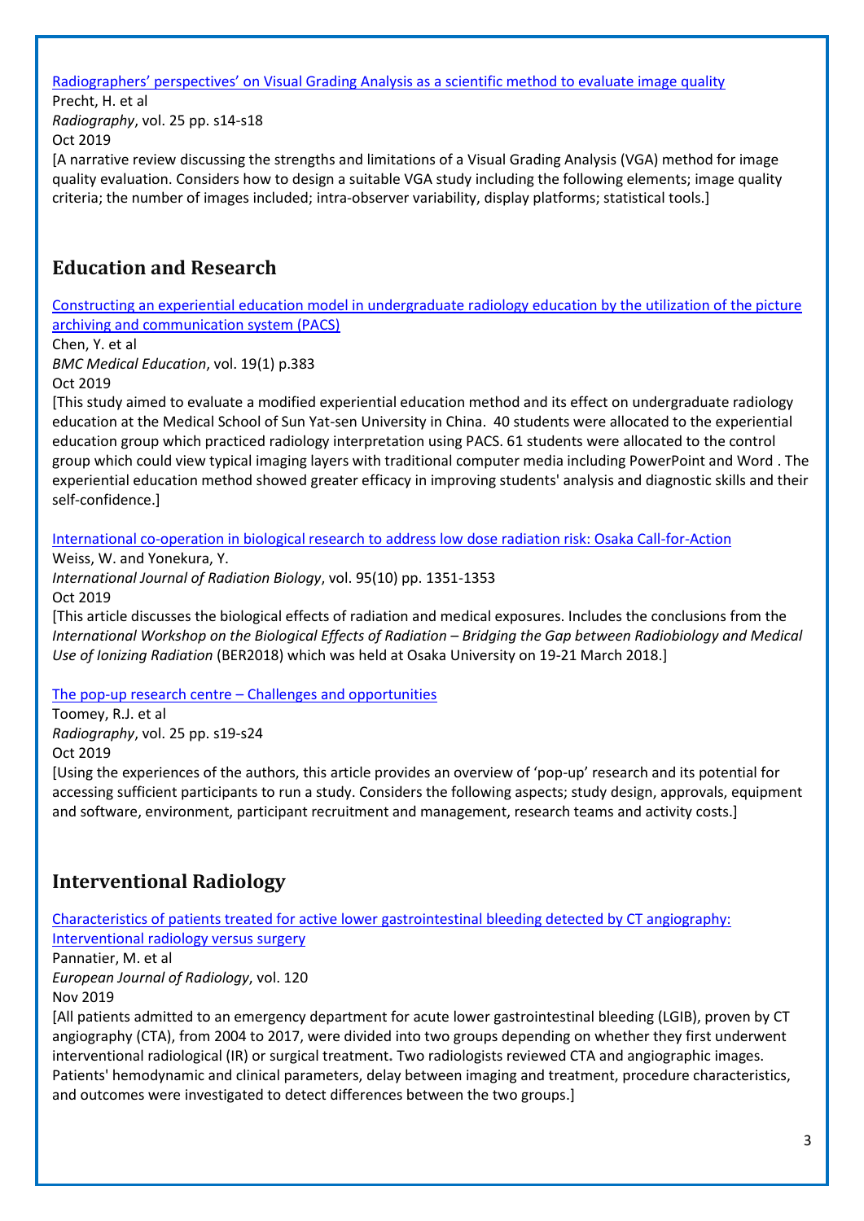[Radiographers' perspectives' on Visual Grading Analysis as a scientific method to evaluate image quality]

Precht, H. et al

*Radiography*, vol. 25 pp. s14-s18

Oct 2019

[A narrative review discussing the strengths and limitations of a Visual Grading Analysis (VGA) method for image quality evaluation. Considers how to design a suitable VGA study including the following elements; image quality criteria; the number of images included; intra-observer variability, display platforms; statistical tools.]

## Education and Research

[Constructing an experiential education model in undergraduate radiology education by the utilization of the picture archiving and communication system (PACS)]

Chen, Y. et al

*BMC Medical Education*, vol. 19(1) p.383

Oct 2019

[This study aimed to evaluate a modified experiential education method and its effect on undergraduate radiology education at the Medical School of Sun Yat-sen University in China. 40 students were allocated to the experiential education group which practiced radiology layers interpretation using PACS. 61 students were allocated to the control group which could view typical imaging layers with traditional computer media including PowerPoint and Word . The experiential education method showed greater efficacy in improving students' analysis and diagnostic skills and their self-confidence.]

[International co-operation in biological research to address low dose radiation risk: Osaka Call-for-Action]

Weiss, W. and Yonekura, Y.

*International Journal of Radiation Biology*, vol. 95(10) pp. 1351-1353

Oct 2019

[This article discusses the biological effects of radiation and medical exposures. Includes the conclusions from the *International Workshop on the Biological Effects of Radiation – Bridging the Gap between Radiobiology and Medical Use of Ionizing Radiation* (BER2018) which was held at Osaka University on 19-21 March 2018.]

[The pop-up research centre – Challenges and opportunities]

Toomey, R.J. et al

*Radiography*, vol. 25 pp. s19-s24

Oct 2019

[Using the experiences of the authors, this article provides an overview of 'pop-up' research and its potential for accessing sufficient participants to run a study. Considers the following aspects; study design, approvals, equipment and software, environment, participant recruitment and management, research teams and activity costs.]

## Interventional Radiology

[Characteristics of patients treated for active lower gastrointestinal bleeding detected by CT angiography: Interventional radiology versus surgery]

Pannatier, M. et al

*European Journal of Radiology*, vol. 120

Nov 2019

[All patients admitted to an emergency department for acute lower gastrointestinal bleeding (LGIB), proven by CT angiography (CTA), from 2004 to 2017, were divided into two groups depending on whether they first underwent interventional radiological (IR) or surgical treatment. Two radiologists reviewed CTA and angiographic images. Patients' hemodynamic and clinical parameters, delay between imaging and treatment, procedure characteristics, and outcomes were investigated to detect differences between the two groups.]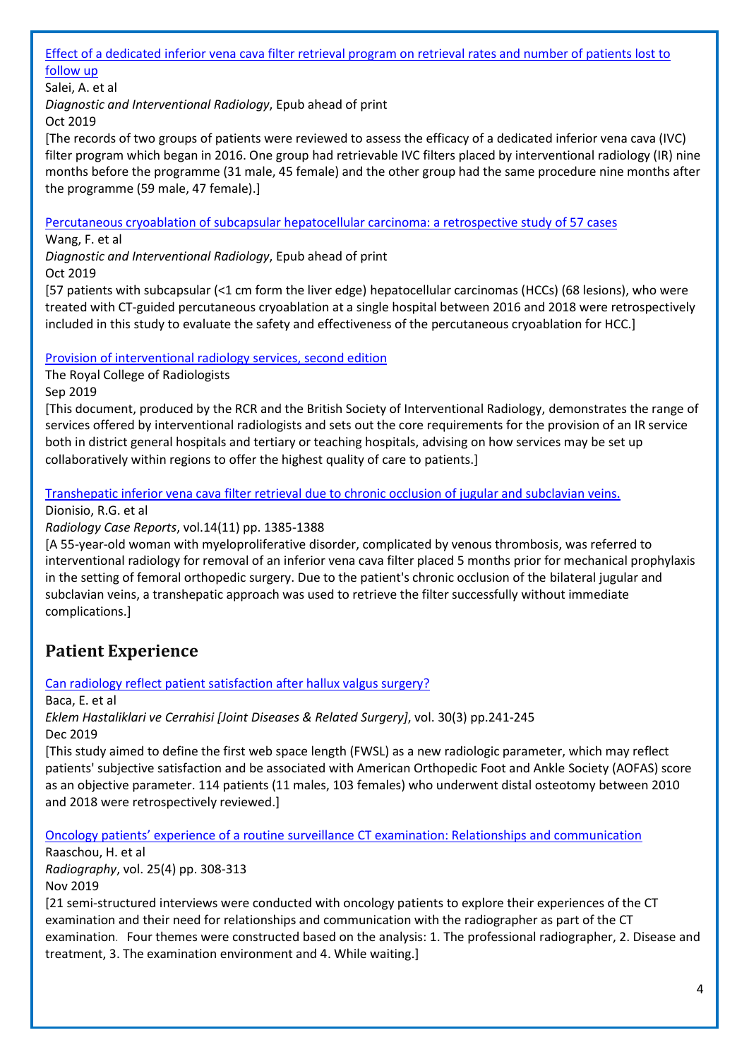[Effect of a dedicated inferior vena cava filter retrieval program on retrieval rates and number of patients lost to follow up]

Salei, A. et al

*Diagnostic and Interventional Radiology*, Epub ahead of print

Oct 2019

[The records of two groups of patients were reviewed to assess the efficacy of a dedicated inferior vena cava (IVC) filter program which began in 2016. One group had retrievable IVC filters placed by interventional radiology (IR) nine months before the programme (31 male, 45 female) and the other group had the same procedure nine months after the programme (59 male, 47 female).]

[Percutaneous cryoablation of subcapsular hepatocellular carcinoma: a retrospective study of 57 cases]

Wang, F. et al

*Diagnostic and Interventional Radiology*, Epub ahead of print

Oct 2019

[57 patients with subcapsular (<1 cm form the liver edge) hepatocellular carcinomas (HCCs) (68 lesions), who were treated with CT-guided percutaneous cryoablation at a single hospital between 2016 and 2018 were retrospectively included in this study to evaluate the safety and effectiveness of the percutaneous cryoablation for HCC.]

[Provision of interventional radiology services, second edition]

The Royal College of Radiologists

Sep 2019

[This document, produced by the RCR and the British Society of Interventional Radiology, demonstrates the range of services offered by interventional radiologists and sets out the core requirements for the provision of an IR service both in district general hospitals and tertiary or teaching hospitals, advising on how services may be set up collaboratively within regions to offer the highest quality of care to patients.]

[Transhepatic inferior vena cava filter retrieval due to chronic occlusion of jugular and subclavian veins.]

Dionisio, R.G. et al

*Radiology Case Reports*, vol.14(11) pp. 1385-1388

[A 55-year-old woman with myeloproliferative disorder, complicated by venous thrombosis, was referred to interventional radiology for removal of an inferior vena cava filter placed 5 months prior for mechanical prophylaxis in the setting of femoral orthopedic surgery. Due to the patient's chronic occlusion of the bilateral jugular and subclavian veins, a transhepatic approach was used to retrieve the filter successfully without immediate complications.]

## Patient Experience

[Can radiology reflect patient satisfaction after hallux valgus surgery?]

Baca, E. et al

*Eklem Hastaliklari ve Cerrahisi [Joint Diseases & Related Surgery]*, vol. 30(3) pp.241-245

Dec 2019

[This study aimed to define the first web space length (FWSL) as a new radiologic parameter, which may reflect patients' subjective satisfaction and be associated with American Orthopedic Foot and Ankle Society (AOFAS) score as an objective parameter. 114 patients (11 males, 103 females) who underwent distal osteotomy between 2010 and 2018 were retrospectively reviewed.]

[Oncology patients' experience of a routine surveillance CT examination: Relationships and communication]

Raaschou, H. et al

*Radiography*, vol. 25(4) pp. 308-313

Nov 2019

[21 semi-structured interviews were conducted with oncology patients to explore their experiences of the CT examination and their need for relationships and communication with the radiographer as part of the CT examination. Four themes were constructed based on the analysis: 1. The professional radiographer, 2. Disease and treatment, 3. The examination environment and 4. While waiting.]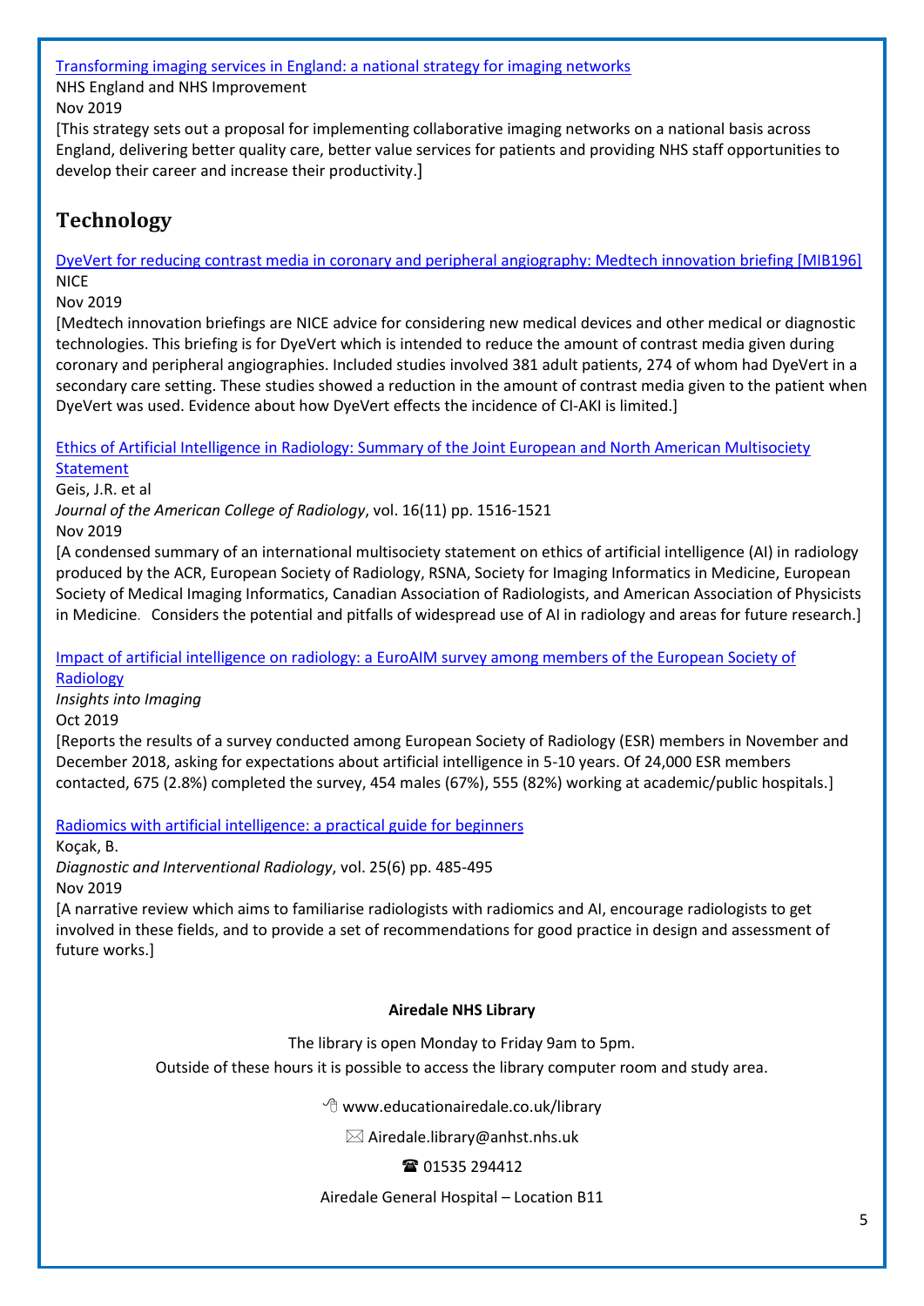[Transforming imaging services in England: a national strategy for imaging networks]

NHS England and NHS Improvement
Nov 2019
[This strategy sets out a proposal for implementing collaborative imaging networks on a national basis across England, delivering better quality care, better value services for patients and providing NHS staff opportunities to develop their career and increase their productivity.]

## Technology

[DyeVert for reducing contrast media in coronary and peripheral angiography: Medtech innovation briefing [MIB196]]

NICE
Nov 2019
[Medtech innovation briefings are NICE advice for considering new medical devices and other medical or diagnostic technologies. This briefing is for DyeVert which is intended to reduce the amount of contrast media given during coronary and peripheral angiographies. Included studies involved 381 adult patients, 274 of whom had DyeVert in a secondary care setting. These studies showed a reduction in the amount of contrast media given to the patient when DyeVert was used. Evidence about how DyeVert effects the incidence of CI-AKI is limited.]

[Ethics of Artificial Intelligence in Radiology: Summary of the Joint European and North American Multisociety Statement]

Geis, J.R. et al
*Journal of the American College of Radiology*, vol. 16(11) pp. 1516-1521
Nov 2019
[A condensed summary of an international multisociety statement on ethics of artificial intelligence (AI) in radiology produced by the ACR, European Society of Radiology, RSNA, Society for Imaging Informatics in Medicine, European Society of Medical Imaging Informatics, Canadian Association of Radiologists, and American Association of Physicists in Medicine. Considers the potential and pitfalls of widespread use of AI in radiology and areas for future research.]

[Impact of artificial intelligence on radiology: a EuroAIM survey among members of the European Society of Radiology]

*Insights into Imaging*
Oct 2019
[Reports the results of a survey conducted among European Society of Radiology (ESR) members in November and December 2018, asking for expectations about artificial intelligence in 5-10 years. Of 24,000 ESR members contacted, 675 (2.8%) completed the survey, 454 males (67%), 555 (82%) working at academic/public hospitals.]

[Radiomics with artificial intelligence: a practical guide for beginners]

Koçak, B.
*Diagnostic and Interventional Radiology*, vol. 25(6) pp. 485-495
Nov 2019
[A narrative review which aims to familiarise radiologists with radiomics and AI, encourage radiologists to get involved in these fields, and to provide a set of recommendations for good practice in design and assessment of future works.]

**Airedale NHS Library**

The library is open Monday to Friday 9am to 5pm.
Outside of these hours it is possible to access the library computer room and study area.

www.educationairedale.co.uk/library

Airedale.library@anhst.nhs.uk

01535 294412

Airedale General Hospital – Location B11